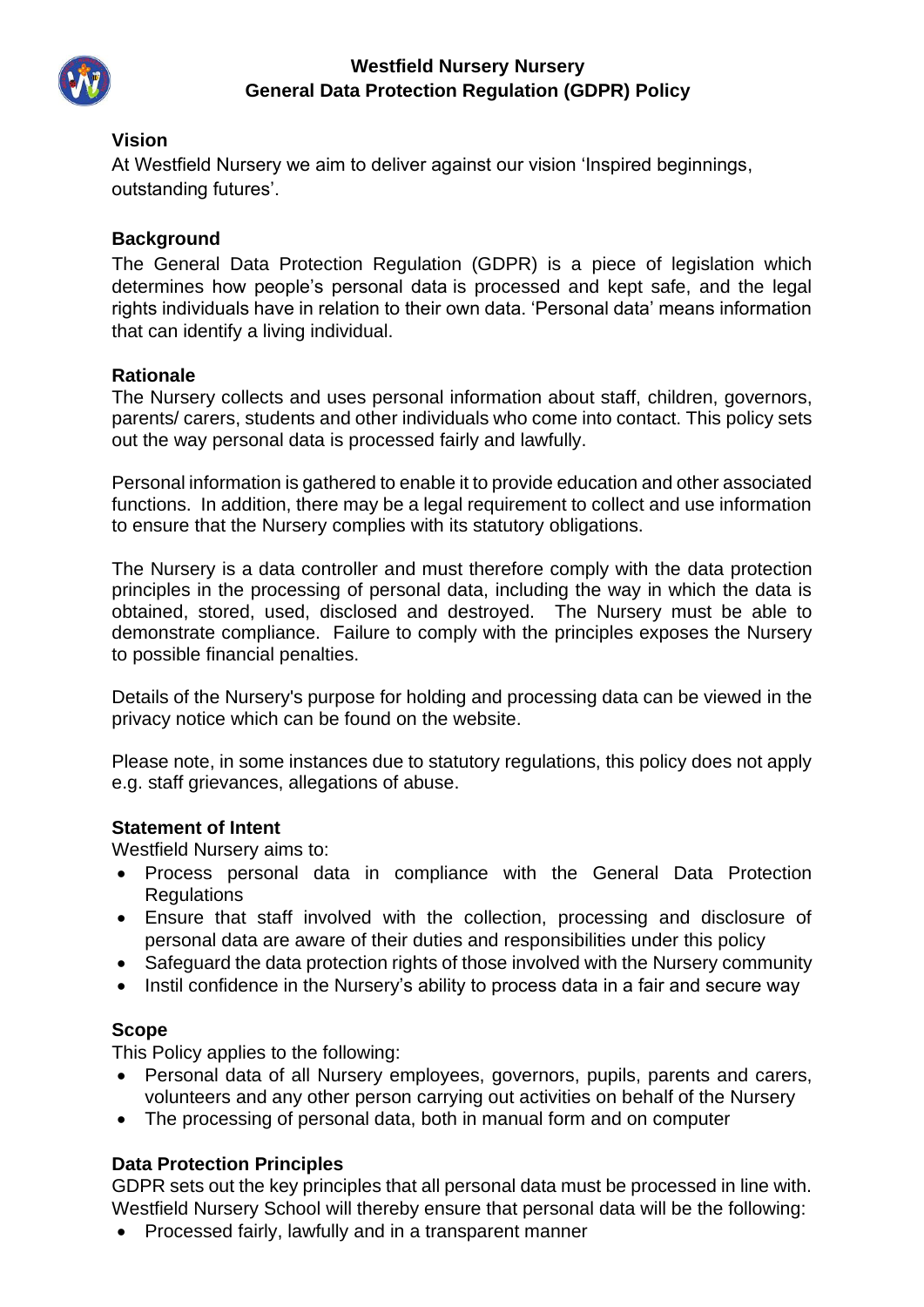# Westfield Nursery Nursery
# General Data Protection Regulation (GDPR) Policy

## Vision

At Westfield Nursery we aim to deliver against our vision 'Inspired beginnings, outstanding futures'.

## Background

The General Data Protection Regulation (GDPR) is a piece of legislation which determines how people's personal data is processed and kept safe, and the legal rights individuals have in relation to their own data. 'Personal data' means information that can identify a living individual.

## Rationale

The Nursery collects and uses personal information about staff, children, governors, parents/ carers, students and other individuals who come into contact. This policy sets out the way personal data is processed fairly and lawfully.

Personal information is gathered to enable it to provide education and other associated functions. In addition, there may be a legal requirement to collect and use information to ensure that the Nursery complies with its statutory obligations.

The Nursery is a data controller and must therefore comply with the data protection principles in the processing of personal data, including the way in which the data is obtained, stored, used, disclosed and destroyed. The Nursery must be able to demonstrate compliance. Failure to comply with the principles exposes the Nursery to possible financial penalties.

Details of the Nursery's purpose for holding and processing data can be viewed in the privacy notice which can be found on the website.

Please note, in some instances due to statutory regulations, this policy does not apply e.g. staff grievances, allegations of abuse.

## Statement of Intent

Westfield Nursery aims to:

- Process personal data in compliance with the General Data Protection Regulations
- Ensure that staff involved with the collection, processing and disclosure of personal data are aware of their duties and responsibilities under this policy
- Safeguard the data protection rights of those involved with the Nursery community
- Instil confidence in the Nursery's ability to process data in a fair and secure way

## Scope

This Policy applies to the following:

- Personal data of all Nursery employees, governors, pupils, parents and carers, volunteers and any other person carrying out activities on behalf of the Nursery
- The processing of personal data, both in manual form and on computer

## Data Protection Principles

GDPR sets out the key principles that all personal data must be processed in line with. Westfield Nursery School will thereby ensure that personal data will be the following:

- Processed fairly, lawfully and in a transparent manner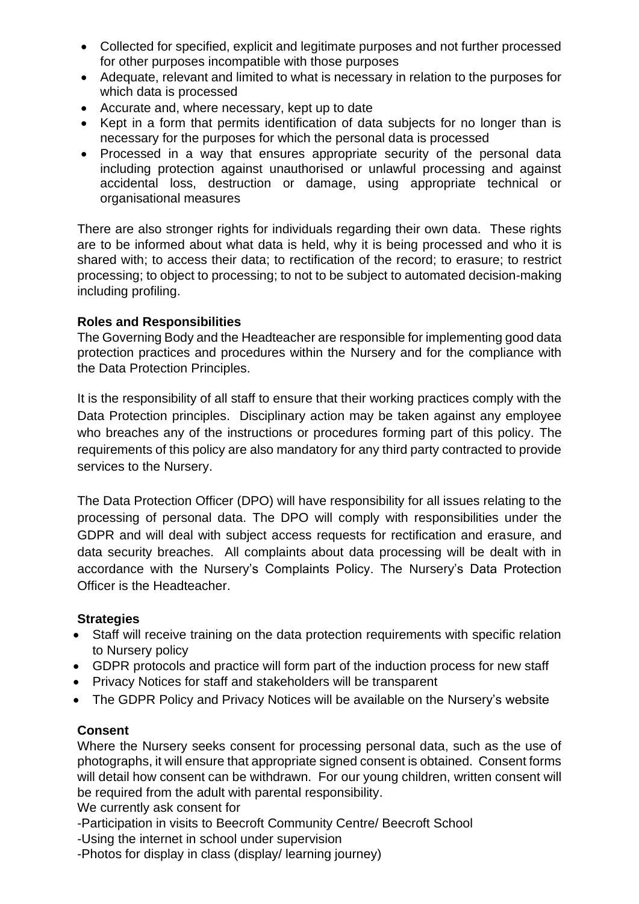- Collected for specified, explicit and legitimate purposes and not further processed for other purposes incompatible with those purposes
- Adequate, relevant and limited to what is necessary in relation to the purposes for which data is processed
- Accurate and, where necessary, kept up to date
- Kept in a form that permits identification of data subjects for no longer than is necessary for the purposes for which the personal data is processed
- Processed in a way that ensures appropriate security of the personal data including protection against unauthorised or unlawful processing and against accidental loss, destruction or damage, using appropriate technical or organisational measures

There are also stronger rights for individuals regarding their own data. These rights are to be informed about what data is held, why it is being processed and who it is shared with; to access their data; to rectification of the record; to erasure; to restrict processing; to object to processing; to not to be subject to automated decision-making including profiling.

**Roles and Responsibilities**

The Governing Body and the Headteacher are responsible for implementing good data protection practices and procedures within the Nursery and for the compliance with the Data Protection Principles.

It is the responsibility of all staff to ensure that their working practices comply with the Data Protection principles. Disciplinary action may be taken against any employee who breaches any of the instructions or procedures forming part of this policy. The requirements of this policy are also mandatory for any third party contracted to provide services to the Nursery.

The Data Protection Officer (DPO) will have responsibility for all issues relating to the processing of personal data. The DPO will comply with responsibilities under the GDPR and will deal with subject access requests for rectification and erasure, and data security breaches. All complaints about data processing will be dealt with in accordance with the Nursery's Complaints Policy. The Nursery's Data Protection Officer is the Headteacher.

**Strategies**

- Staff will receive training on the data protection requirements with specific relation to Nursery policy
- GDPR protocols and practice will form part of the induction process for new staff
- Privacy Notices for staff and stakeholders will be transparent
- The GDPR Policy and Privacy Notices will be available on the Nursery's website

**Consent**

Where the Nursery seeks consent for processing personal data, such as the use of photographs, it will ensure that appropriate signed consent is obtained. Consent forms will detail how consent can be withdrawn. For our young children, written consent will be required from the adult with parental responsibility.

We currently ask consent for

-Participation in visits to Beecroft Community Centre/ Beecroft School

-Using the internet in school under supervision

-Photos for display in class (display/ learning journey)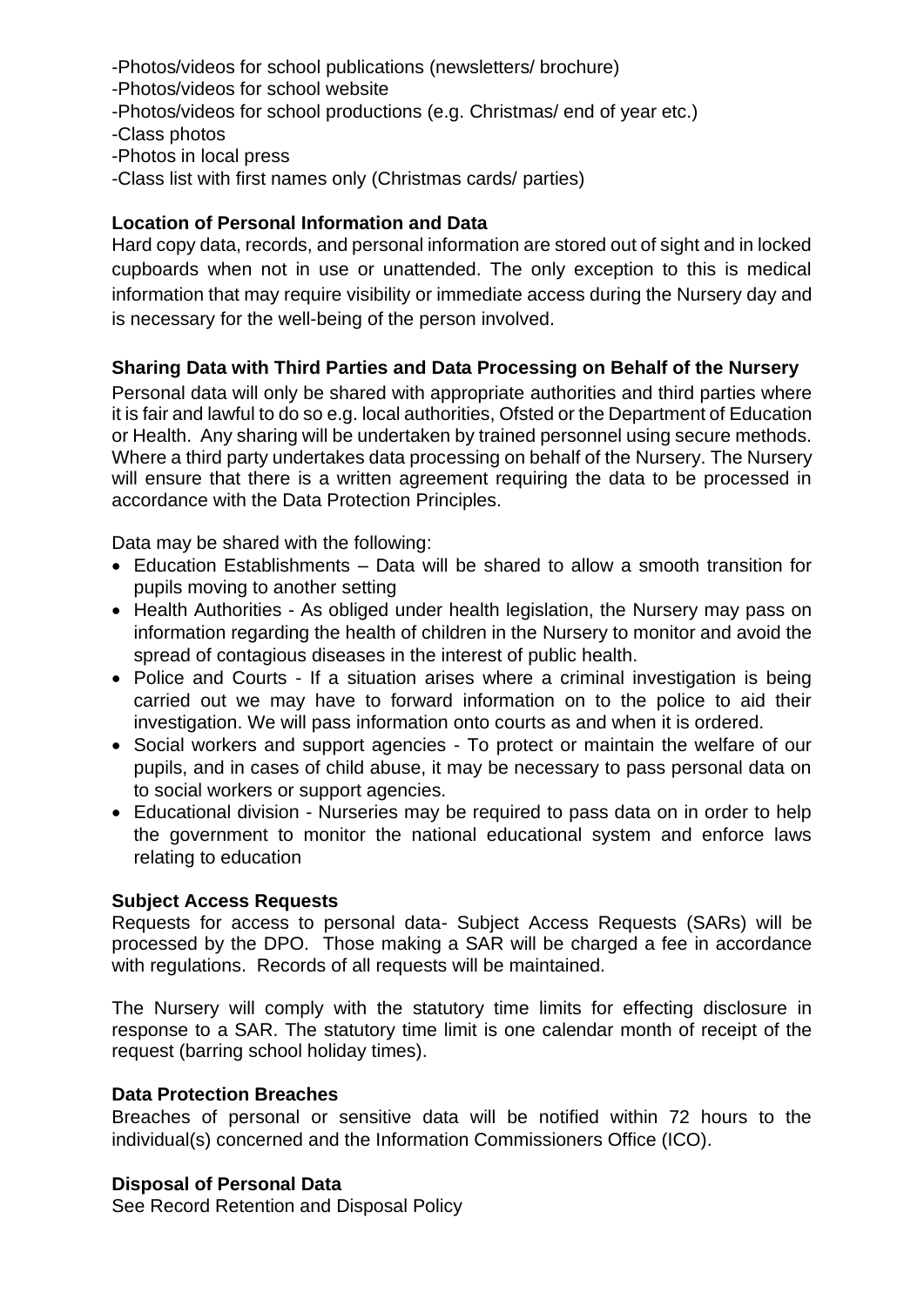-Photos/videos for school publications (newsletters/ brochure)
-Photos/videos for school website
-Photos/videos for school productions (e.g. Christmas/ end of year etc.)
-Class photos
-Photos in local press
-Class list with first names only (Christmas cards/ parties)

**Location of Personal Information and Data**

Hard copy data, records, and personal information are stored out of sight and in locked cupboards when not in use or unattended. The only exception to this is medical information that may require visibility or immediate access during the Nursery day and is necessary for the well-being of the person involved.

**Sharing Data with Third Parties and Data Processing on Behalf of the Nursery**

Personal data will only be shared with appropriate authorities and third parties where it is fair and lawful to do so e.g. local authorities, Ofsted or the Department of Education or Health. Any sharing will be undertaken by trained personnel using secure methods. Where a third party undertakes data processing on behalf of the Nursery. The Nursery will ensure that there is a written agreement requiring the data to be processed in accordance with the Data Protection Principles.

Data may be shared with the following:

- Education Establishments – Data will be shared to allow a smooth transition for pupils moving to another setting
- Health Authorities - As obliged under health legislation, the Nursery may pass on information regarding the health of children in the Nursery to monitor and avoid the spread of contagious diseases in the interest of public health.
- Police and Courts - If a situation arises where a criminal investigation is being carried out we may have to forward information on to the police to aid their investigation. We will pass information onto courts as and when it is ordered.
- Social workers and support agencies - To protect or maintain the welfare of our pupils, and in cases of child abuse, it may be necessary to pass personal data on to social workers or support agencies.
- Educational division - Nurseries may be required to pass data on in order to help the government to monitor the national educational system and enforce laws relating to education

**Subject Access Requests**

Requests for access to personal data- Subject Access Requests (SARs) will be processed by the DPO. Those making a SAR will be charged a fee in accordance with regulations. Records of all requests will be maintained.

The Nursery will comply with the statutory time limits for effecting disclosure in response to a SAR. The statutory time limit is one calendar month of receipt of the request (barring school holiday times).

**Data Protection Breaches**

Breaches of personal or sensitive data will be notified within 72 hours to the individual(s) concerned and the Information Commissioners Office (ICO).

**Disposal of Personal Data**

See Record Retention and Disposal Policy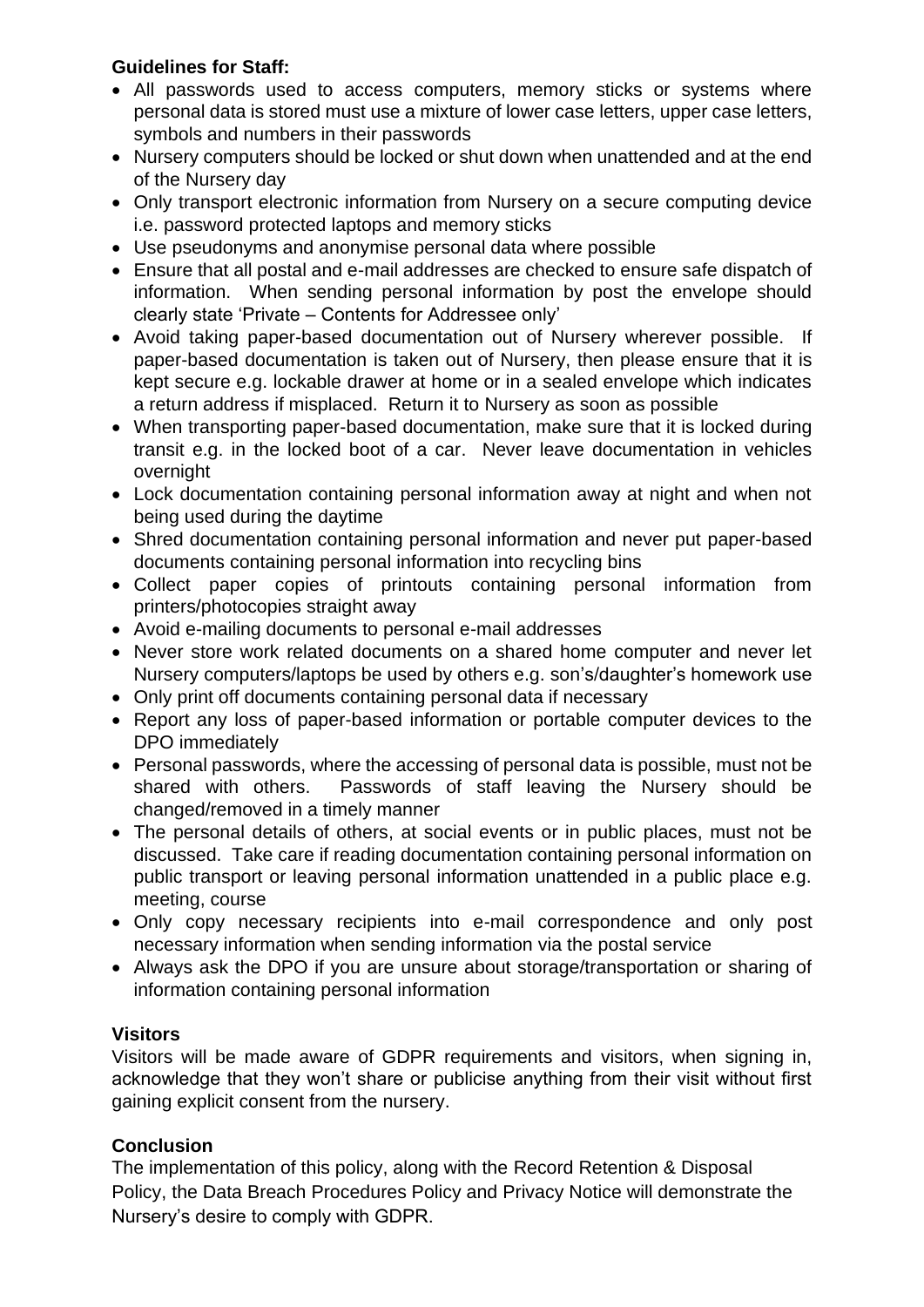**Guidelines for Staff:**

- All passwords used to access computers, memory sticks or systems where personal data is stored must use a mixture of lower case letters, upper case letters, symbols and numbers in their passwords
- Nursery computers should be locked or shut down when unattended and at the end of the Nursery day
- Only transport electronic information from Nursery on a secure computing device i.e. password protected laptops and memory sticks
- Use pseudonyms and anonymise personal data where possible
- Ensure that all postal and e-mail addresses are checked to ensure safe dispatch of information. When sending personal information by post the envelope should clearly state 'Private – Contents for Addressee only'
- Avoid taking paper-based documentation out of Nursery wherever possible. If paper-based documentation is taken out of Nursery, then please ensure that it is kept secure e.g. lockable drawer at home or in a sealed envelope which indicates a return address if misplaced. Return it to Nursery as soon as possible
- When transporting paper-based documentation, make sure that it is locked during transit e.g. in the locked boot of a car. Never leave documentation in vehicles overnight
- Lock documentation containing personal information away at night and when not being used during the daytime
- Shred documentation containing personal information and never put paper-based documents containing personal information into recycling bins
- Collect paper copies of printouts containing personal information from printers/photocopies straight away
- Avoid e-mailing documents to personal e-mail addresses
- Never store work related documents on a shared home computer and never let Nursery computers/laptops be used by others e.g. son's/daughter's homework use
- Only print off documents containing personal data if necessary
- Report any loss of paper-based information or portable computer devices to the DPO immediately
- Personal passwords, where the accessing of personal data is possible, must not be shared with others. Passwords of staff leaving the Nursery should be changed/removed in a timely manner
- The personal details of others, at social events or in public places, must not be discussed. Take care if reading documentation containing personal information on public transport or leaving personal information unattended in a public place e.g. meeting, course
- Only copy necessary recipients into e-mail correspondence and only post necessary information when sending information via the postal service
- Always ask the DPO if you are unsure about storage/transportation or sharing of information containing personal information

**Visitors**

Visitors will be made aware of GDPR requirements and visitors, when signing in, acknowledge that they won't share or publicise anything from their visit without first gaining explicit consent from the nursery.

**Conclusion**

The implementation of this policy, along with the Record Retention & Disposal Policy, the Data Breach Procedures Policy and Privacy Notice will demonstrate the Nursery's desire to comply with GDPR.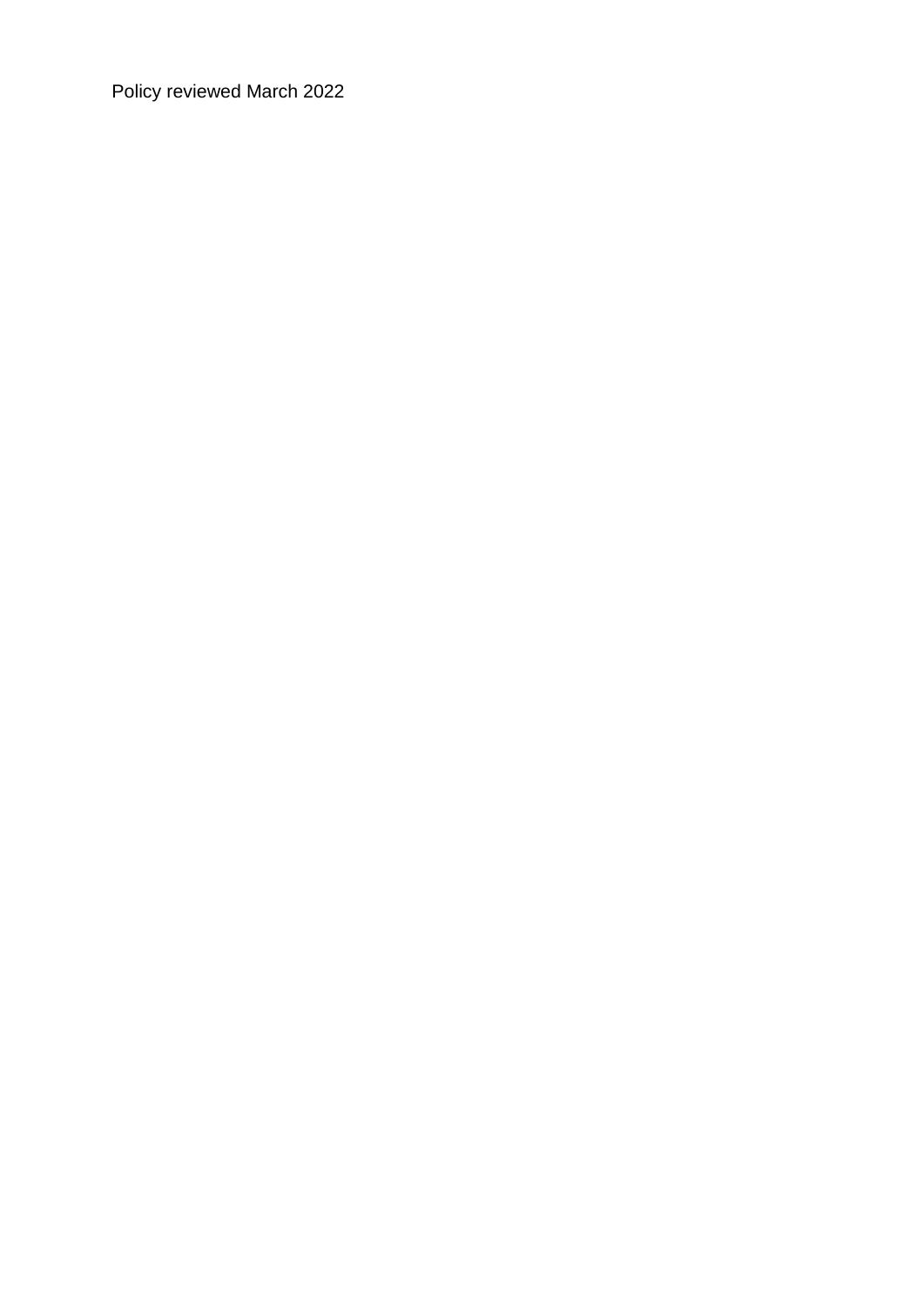Policy reviewed March 2022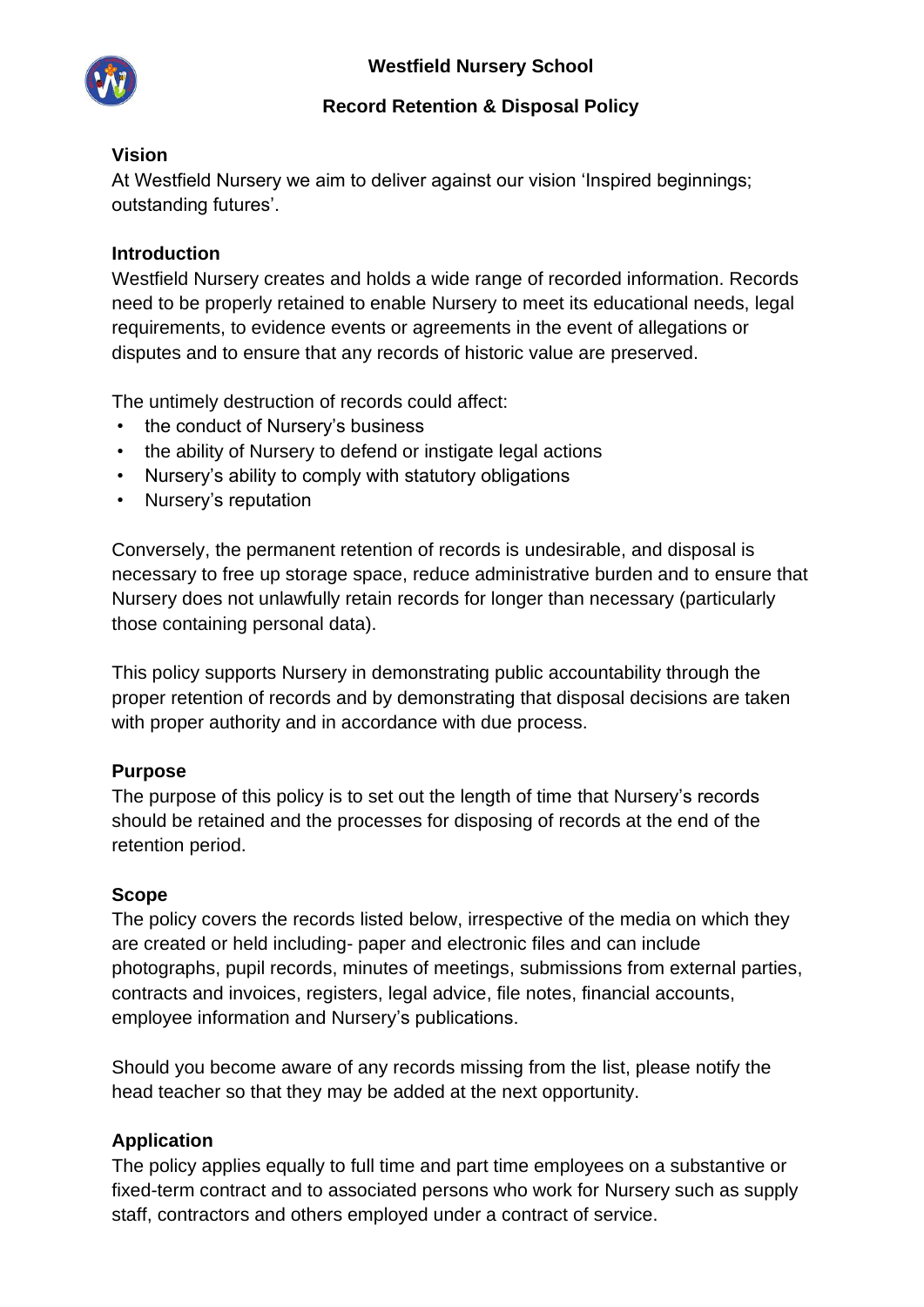# Westfield Nursery School

## Record Retention & Disposal Policy

### Vision

At Westfield Nursery we aim to deliver against our vision 'Inspired beginnings; outstanding futures'.

### Introduction

Westfield Nursery creates and holds a wide range of recorded information. Records need to be properly retained to enable Nursery to meet its educational needs, legal requirements, to evidence events or agreements in the event of allegations or disputes and to ensure that any records of historic value are preserved.

The untimely destruction of records could affect:

- the conduct of Nursery's business
- the ability of Nursery to defend or instigate legal actions
- Nursery's ability to comply with statutory obligations
- Nursery's reputation

Conversely, the permanent retention of records is undesirable, and disposal is necessary to free up storage space, reduce administrative burden and to ensure that Nursery does not unlawfully retain records for longer than necessary (particularly those containing personal data).

This policy supports Nursery in demonstrating public accountability through the proper retention of records and by demonstrating that disposal decisions are taken with proper authority and in accordance with due process.

### Purpose

The purpose of this policy is to set out the length of time that Nursery's records should be retained and the processes for disposing of records at the end of the retention period.

### Scope

The policy covers the records listed below, irrespective of the media on which they are created or held including- paper and electronic files and can include photographs, pupil records, minutes of meetings, submissions from external parties, contracts and invoices, registers, legal advice, file notes, financial accounts, employee information and Nursery's publications.

Should you become aware of any records missing from the list, please notify the head teacher so that they may be added at the next opportunity.

### Application

The policy applies equally to full time and part time employees on a substantive or fixed-term contract and to associated persons who work for Nursery such as supply staff, contractors and others employed under a contract of service.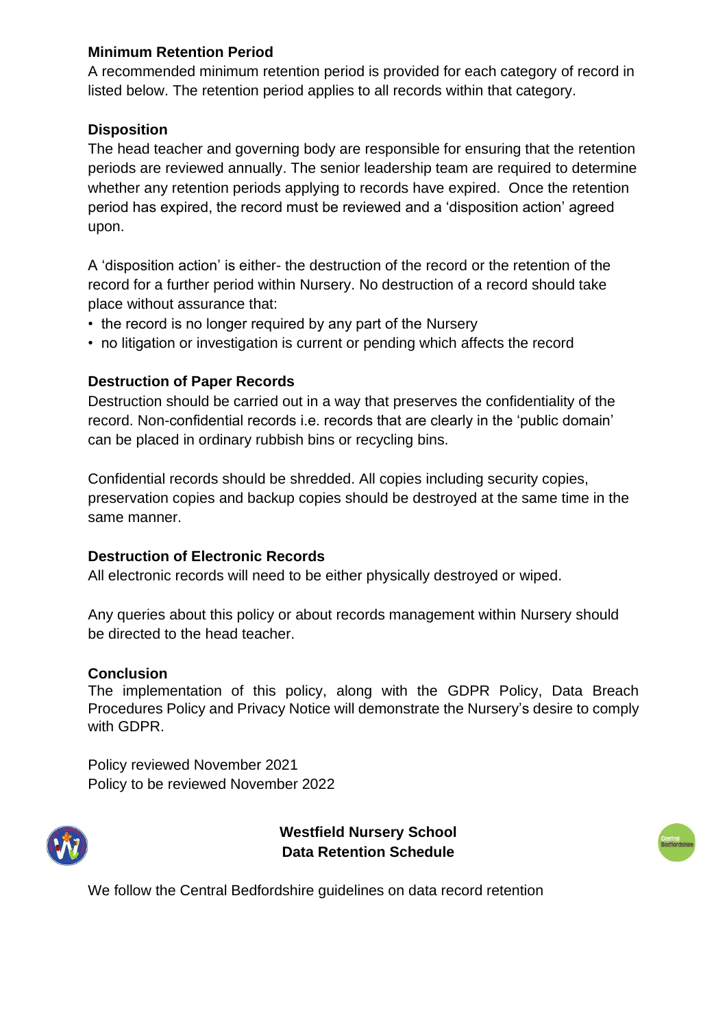**Minimum Retention Period**

A recommended minimum retention period is provided for each category of record in listed below. The retention period applies to all records within that category.

**Disposition**

The head teacher and governing body are responsible for ensuring that the retention periods are reviewed annually. The senior leadership team are required to determine whether any retention periods applying to records have expired. Once the retention period has expired, the record must be reviewed and a 'disposition action' agreed upon.

A 'disposition action' is either- the destruction of the record or the retention of the record for a further period within Nursery. No destruction of a record should take place without assurance that:

- the record is no longer required by any part of the Nursery
- no litigation or investigation is current or pending which affects the record

**Destruction of Paper Records**

Destruction should be carried out in a way that preserves the confidentiality of the record. Non-confidential records i.e. records that are clearly in the 'public domain' can be placed in ordinary rubbish bins or recycling bins.

Confidential records should be shredded. All copies including security copies, preservation copies and backup copies should be destroyed at the same time in the same manner.

**Destruction of Electronic Records**

All electronic records will need to be either physically destroyed or wiped.

Any queries about this policy or about records management within Nursery should be directed to the head teacher.

**Conclusion**

The implementation of this policy, along with the GDPR Policy, Data Breach Procedures Policy and Privacy Notice will demonstrate the Nursery's desire to comply with GDPR.

Policy reviewed November 2021
Policy to be reviewed November 2022

**Westfield Nursery School**
**Data Retention Schedule**

We follow the Central Bedfordshire guidelines on data record retention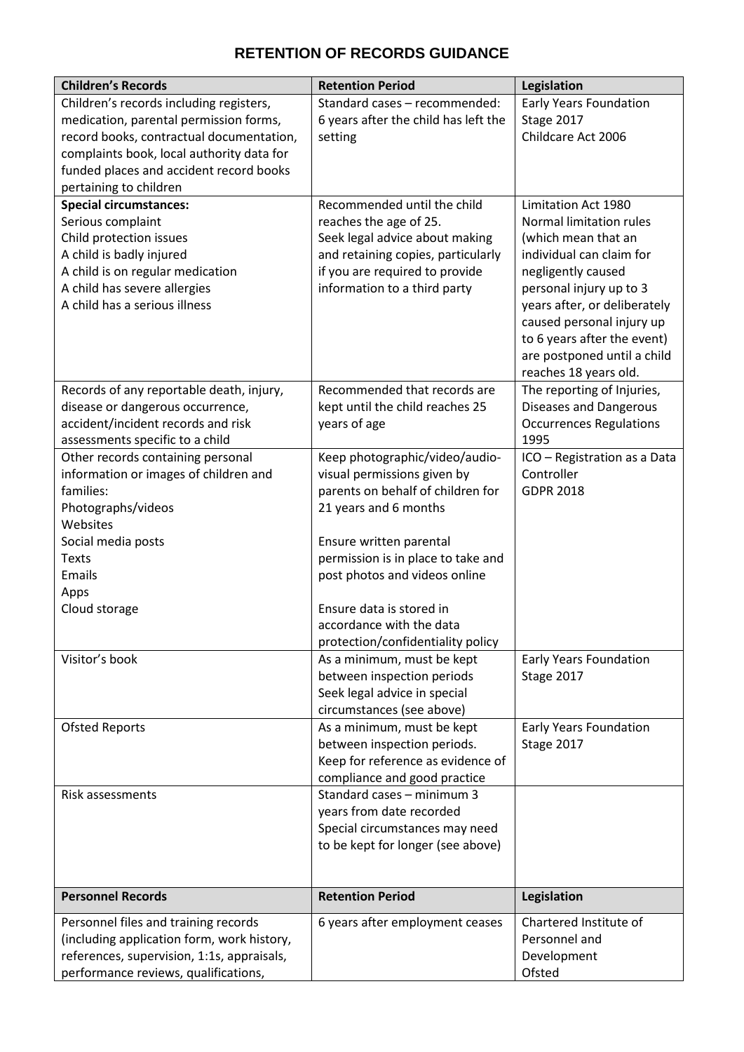# RETENTION OF RECORDS GUIDANCE

| Children's Records | Retention Period | Legislation |
|---|---|---|
| Children's records including registers, medication, parental permission forms, record books, contractual documentation, complaints book, local authority data for funded places and accident record books pertaining to children | Standard cases – recommended: 6 years after the child has left the setting | Early Years Foundation Stage 2017<br>Childcare Act 2006 |
| **Special circumstances:**<br>Serious complaint<br>Child protection issues<br>A child is badly injured<br>A child is on regular medication<br>A child has severe allergies<br>A child has a serious illness | Recommended until the child reaches the age of 25.<br>Seek legal advice about making and retaining copies, particularly if you are required to provide information to a third party | Limitation Act 1980<br>Normal limitation rules (which mean that an individual can claim for negligently caused personal injury up to 3 years after, or deliberately caused personal injury up to 6 years after the event) are postponed until a child reaches 18 years old. |
| Records of any reportable death, injury, disease or dangerous occurrence, accident/incident records and risk assessments specific to a child | Recommended that records are kept until the child reaches 25 years of age | The reporting of Injuries, Diseases and Dangerous Occurrences Regulations 1995 |
| Other records containing personal information or images of children and families:<br>Photographs/videos<br>Websites<br>Social media posts<br>Texts<br>Emails<br>Apps<br>Cloud storage | Keep photographic/video/audio-visual permissions given by parents on behalf of children for 21 years and 6 months<br><br>Ensure written parental permission is in place to take and post photos and videos online<br><br>Ensure data is stored in accordance with the data protection/confidentiality policy | ICO – Registration as a Data Controller<br>GDPR 2018 |
| Visitor's book | As a minimum, must be kept between inspection periods<br>Seek legal advice in special circumstances (see above) | Early Years Foundation Stage 2017 |
| Ofsted Reports | As a minimum, must be kept between inspection periods.<br>Keep for reference as evidence of compliance and good practice | Early Years Foundation Stage 2017 |
| Risk assessments | Standard cases – minimum 3 years from date recorded<br>Special circumstances may need to be kept for longer (see above) | |
| **Personnel Records** | **Retention Period** | **Legislation** |
| Personnel files and training records (including application form, work history, references, supervision, 1:1s, appraisals, performance reviews, qualifications, | 6 years after employment ceases | Chartered Institute of Personnel and Development<br>Ofsted |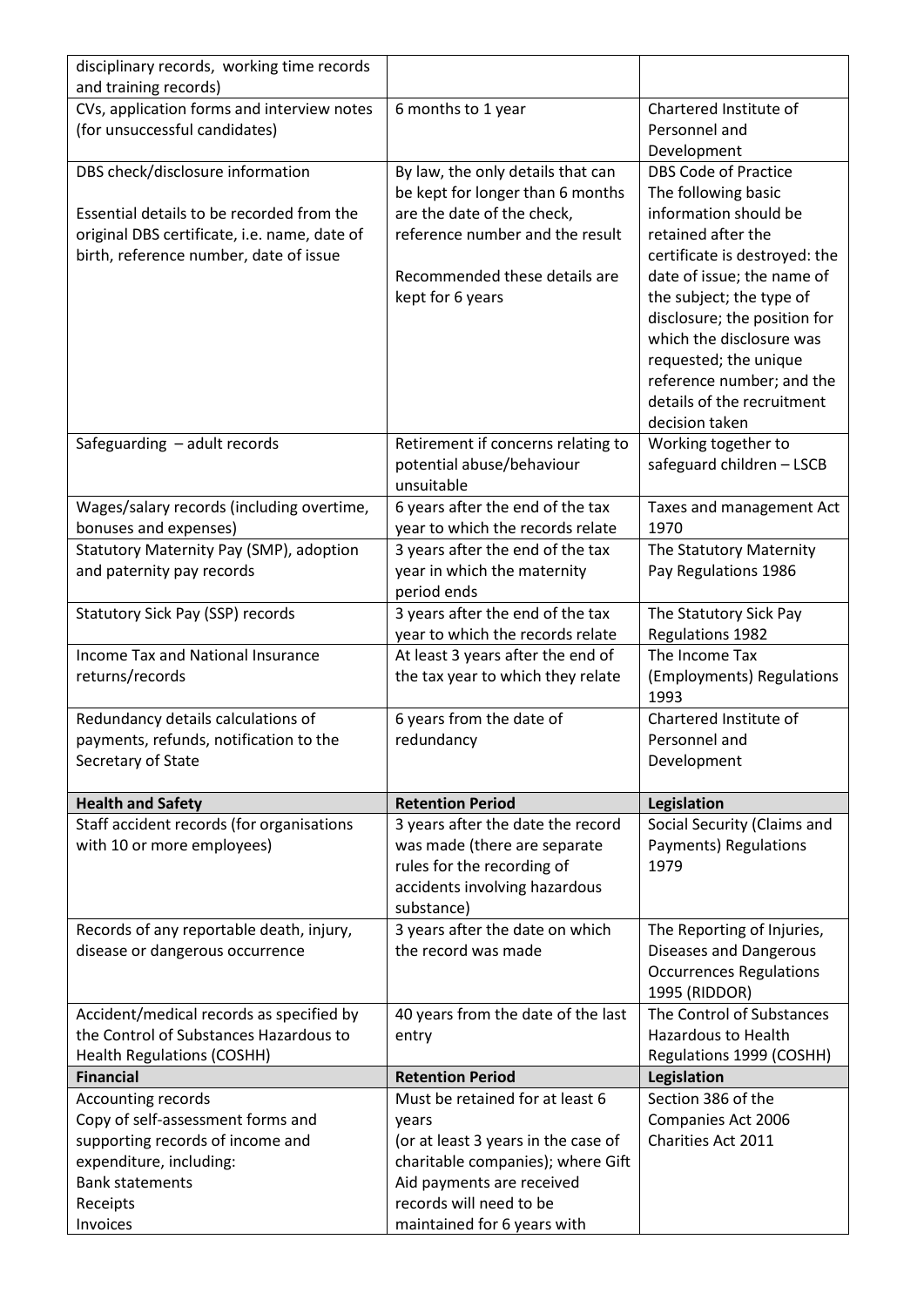| | | |
|---|---|---|
| disciplinary records, working time records and training records) | | |
| CVs, application forms and interview notes (for unsuccessful candidates) | 6 months to 1 year | Chartered Institute of Personnel and Development |
| DBS check/disclosure information<br><br>Essential details to be recorded from the original DBS certificate, i.e. name, date of birth, reference number, date of issue | By law, the only details that can be kept for longer than 6 months are the date of the check, reference number and the result<br><br>Recommended these details are kept for 6 years | DBS Code of Practice<br>The following basic information should be retained after the certificate is destroyed: the date of issue; the name of the subject; the type of disclosure; the position for which the disclosure was requested; the unique reference number; and the details of the recruitment decision taken |
| Safeguarding – adult records | Retirement if concerns relating to potential abuse/behaviour unsuitable | Working together to safeguard children – LSCB |
| Wages/salary records (including overtime, bonuses and expenses) | 6 years after the end of the tax year to which the records relate | Taxes and management Act 1970 |
| Statutory Maternity Pay (SMP), adoption and paternity pay records | 3 years after the end of the tax year in which the maternity period ends | The Statutory Maternity Pay Regulations 1986 |
| Statutory Sick Pay (SSP) records | 3 years after the end of the tax year to which the records relate | The Statutory Sick Pay Regulations 1982 |
| Income Tax and National Insurance returns/records | At least 3 years after the end of the tax year to which they relate | The Income Tax (Employments) Regulations 1993 |
| Redundancy details calculations of payments, refunds, notification to the Secretary of State | 6 years from the date of redundancy | Chartered Institute of Personnel and Development |
| **Health and Safety** | **Retention Period** | **Legislation** |
| Staff accident records (for organisations with 10 or more employees) | 3 years after the date the record was made (there are separate rules for the recording of accidents involving hazardous substance) | Social Security (Claims and Payments) Regulations 1979 |
| Records of any reportable death, injury, disease or dangerous occurrence | 3 years after the date on which the record was made | The Reporting of Injuries, Diseases and Dangerous Occurrences Regulations 1995 (RIDDOR) |
| Accident/medical records as specified by the Control of Substances Hazardous to Health Regulations (COSHH) | 40 years from the date of the last entry | The Control of Substances Hazardous to Health Regulations 1999 (COSHH) |
| **Financial** | **Retention Period** | **Legislation** |
| Accounting records<br>Copy of self-assessment forms and supporting records of income and expenditure, including:<br>Bank statements<br>Receipts<br>Invoices | Must be retained for at least 6 years<br>(or at least 3 years in the case of charitable companies); where Gift Aid payments are received records will need to be maintained for 6 years with | Section 386 of the Companies Act 2006<br>Charities Act 2011 |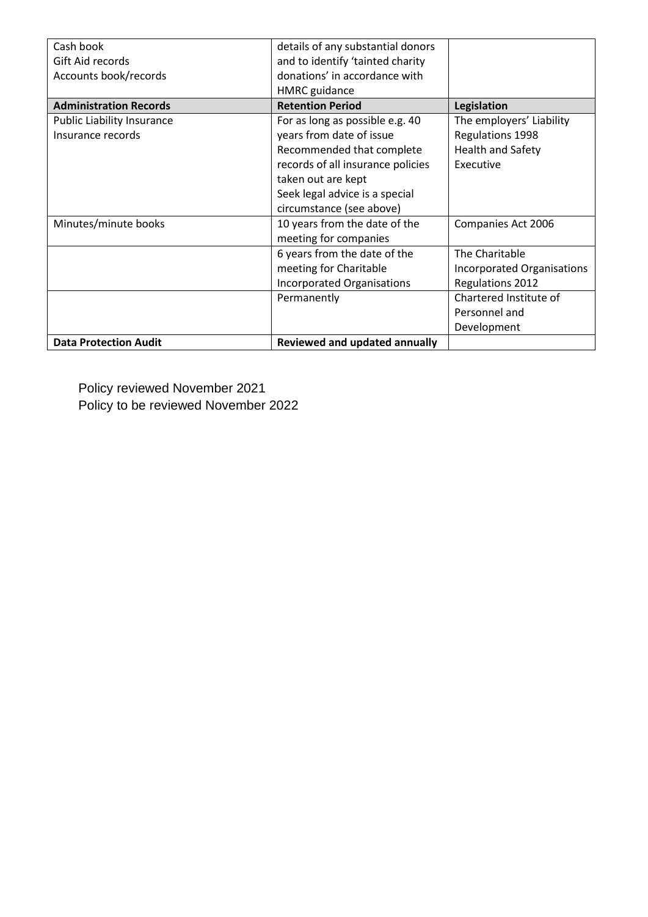| Cash book<br>Gift Aid records<br>Accounts book/records | details of any substantial donors and to identify 'tainted charity donations' in accordance with HMRC guidance | |
|---|---|---|
| **Administration Records** | **Retention Period** | **Legislation** |
| Public Liability Insurance<br>Insurance records | For as long as possible e.g. 40 years from date of issue<br>Recommended that complete records of all insurance policies taken out are kept<br>Seek legal advice is a special circumstance (see above) | The employers' Liability Regulations 1998<br>Health and Safety Executive |
| Minutes/minute books | 10 years from the date of the meeting for companies | Companies Act 2006 |
| | 6 years from the date of the meeting for Charitable Incorporated Organisations | The Charitable Incorporated Organisations Regulations 2012 |
| | Permanently | Chartered Institute of Personnel and Development |
| **Data Protection Audit** | **Reviewed and updated annually** | |

Policy reviewed November 2021
Policy to be reviewed November 2022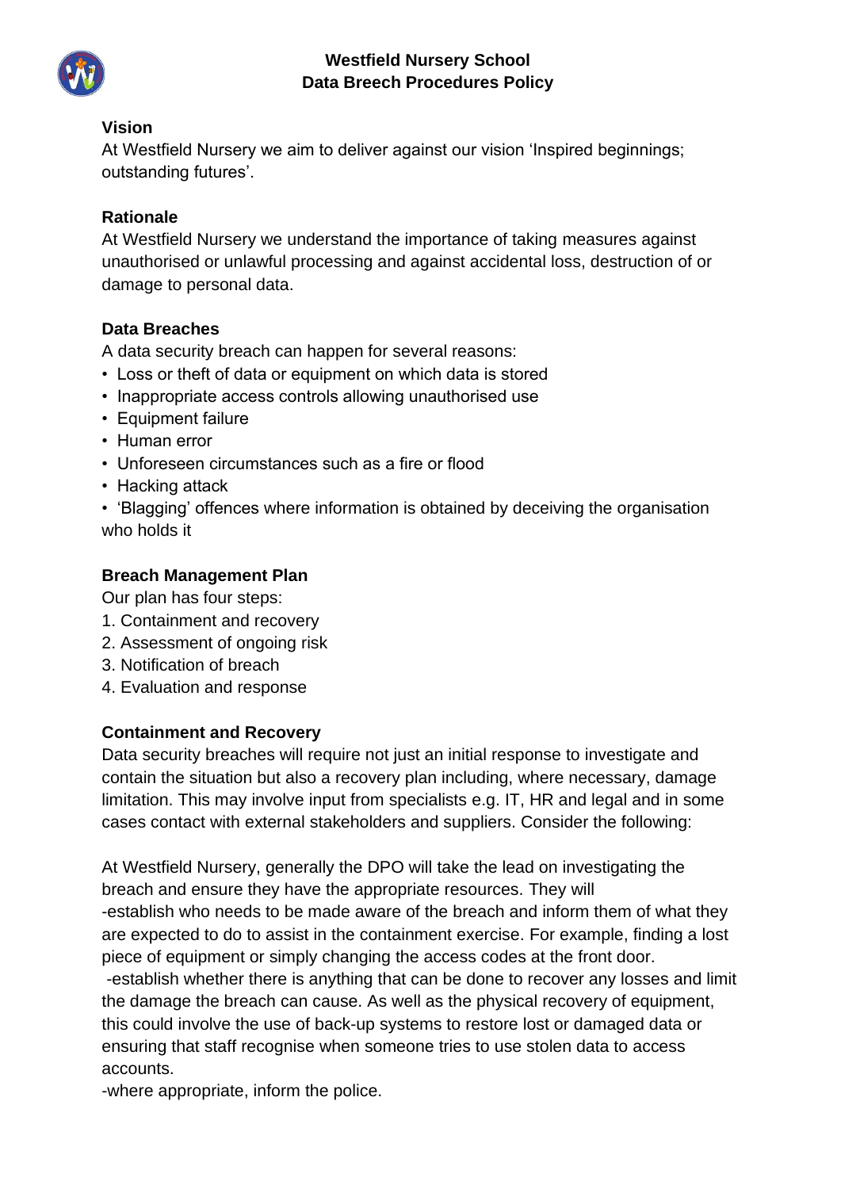# Westfield Nursery School
## Data Breech Procedures Policy

**Vision**

At Westfield Nursery we aim to deliver against our vision 'Inspired beginnings; outstanding futures'.

**Rationale**

At Westfield Nursery we understand the importance of taking measures against unauthorised or unlawful processing and against accidental loss, destruction of or damage to personal data.

**Data Breaches**

A data security breach can happen for several reasons:

- Loss or theft of data or equipment on which data is stored
- Inappropriate access controls allowing unauthorised use
- Equipment failure
- Human error
- Unforeseen circumstances such as a fire or flood
- Hacking attack
- 'Blagging' offences where information is obtained by deceiving the organisation who holds it

**Breach Management Plan**

Our plan has four steps:

1. Containment and recovery
2. Assessment of ongoing risk
3. Notification of breach
4. Evaluation and response

**Containment and Recovery**

Data security breaches will require not just an initial response to investigate and contain the situation but also a recovery plan including, where necessary, damage limitation. This may involve input from specialists e.g. IT, HR and legal and in some cases contact with external stakeholders and suppliers. Consider the following:

At Westfield Nursery, generally the DPO will take the lead on investigating the breach and ensure they have the appropriate resources. They will

-establish who needs to be made aware of the breach and inform them of what they are expected to do to assist in the containment exercise. For example, finding a lost piece of equipment or simply changing the access codes at the front door.

-establish whether there is anything that can be done to recover any losses and limit the damage the breach can cause. As well as the physical recovery of equipment, this could involve the use of back-up systems to restore lost or damaged data or ensuring that staff recognise when someone tries to use stolen data to access accounts.

-where appropriate, inform the police.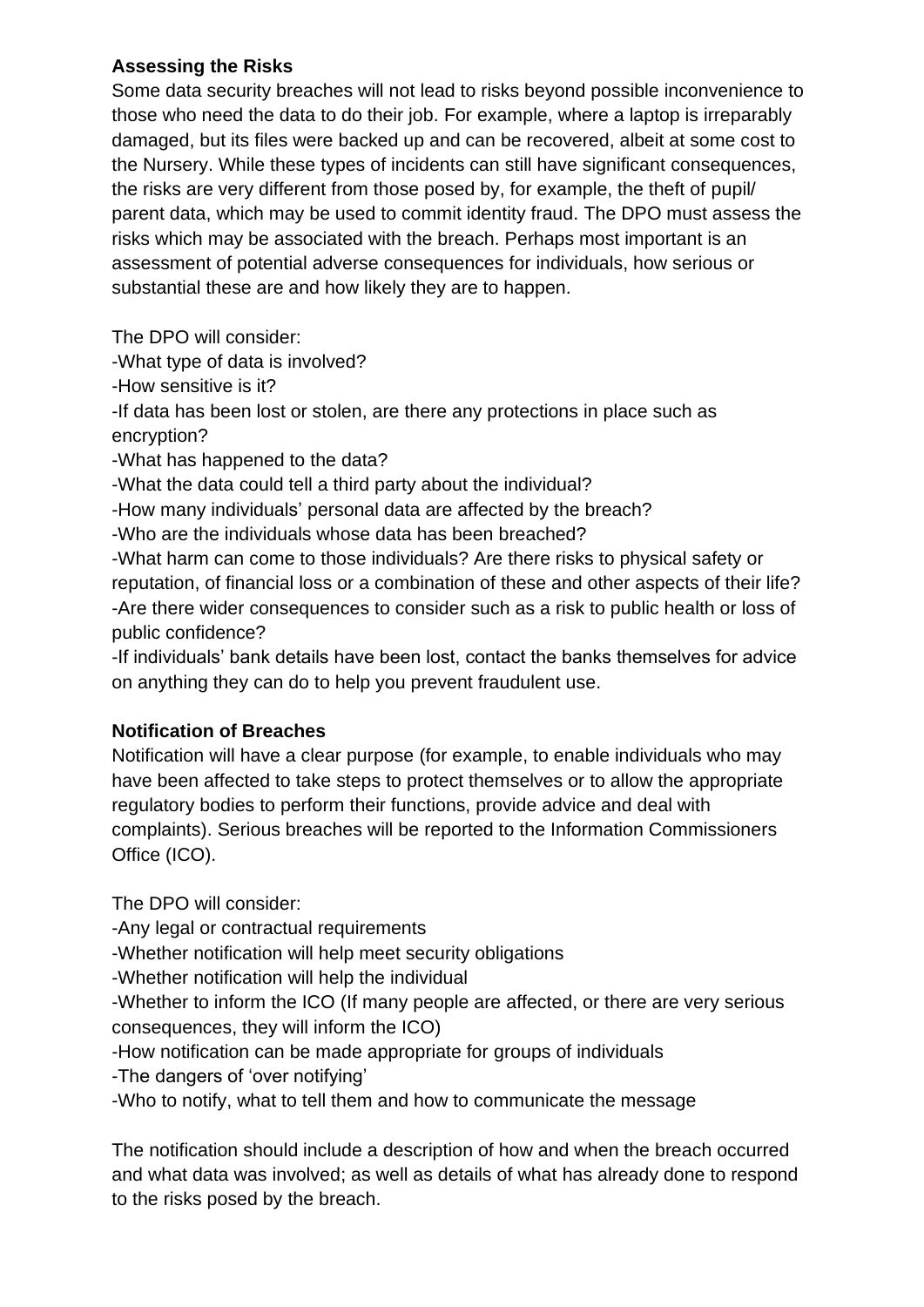**Assessing the Risks**

Some data security breaches will not lead to risks beyond possible inconvenience to those who need the data to do their job. For example, where a laptop is irreparably damaged, but its files were backed up and can be recovered, albeit at some cost to the Nursery. While these types of incidents can still have significant consequences, the risks are very different from those posed by, for example, the theft of pupil/ parent data, which may be used to commit identity fraud. The DPO must assess the risks which may be associated with the breach. Perhaps most important is an assessment of potential adverse consequences for individuals, how serious or substantial these are and how likely they are to happen.

The DPO will consider:
-What type of data is involved?
-How sensitive is it?
-If data has been lost or stolen, are there any protections in place such as encryption?
-What has happened to the data?
-What the data could tell a third party about the individual?
-How many individuals' personal data are affected by the breach?
-Who are the individuals whose data has been breached?
-What harm can come to those individuals? Are there risks to physical safety or reputation, of financial loss or a combination of these and other aspects of their life?
-Are there wider consequences to consider such as a risk to public health or loss of public confidence?
-If individuals' bank details have been lost, contact the banks themselves for advice on anything they can do to help you prevent fraudulent use.

**Notification of Breaches**

Notification will have a clear purpose (for example, to enable individuals who may have been affected to take steps to protect themselves or to allow the appropriate regulatory bodies to perform their functions, provide advice and deal with complaints). Serious breaches will be reported to the Information Commissioners Office (ICO).

The DPO will consider:
-Any legal or contractual requirements
-Whether notification will help meet security obligations
-Whether notification will help the individual
-Whether to inform the ICO (If many people are affected, or there are very serious consequences, they will inform the ICO)
-How notification can be made appropriate for groups of individuals
-The dangers of 'over notifying'
-Who to notify, what to tell them and how to communicate the message

The notification should include a description of how and when the breach occurred and what data was involved; as well as details of what has already done to respond to the risks posed by the breach.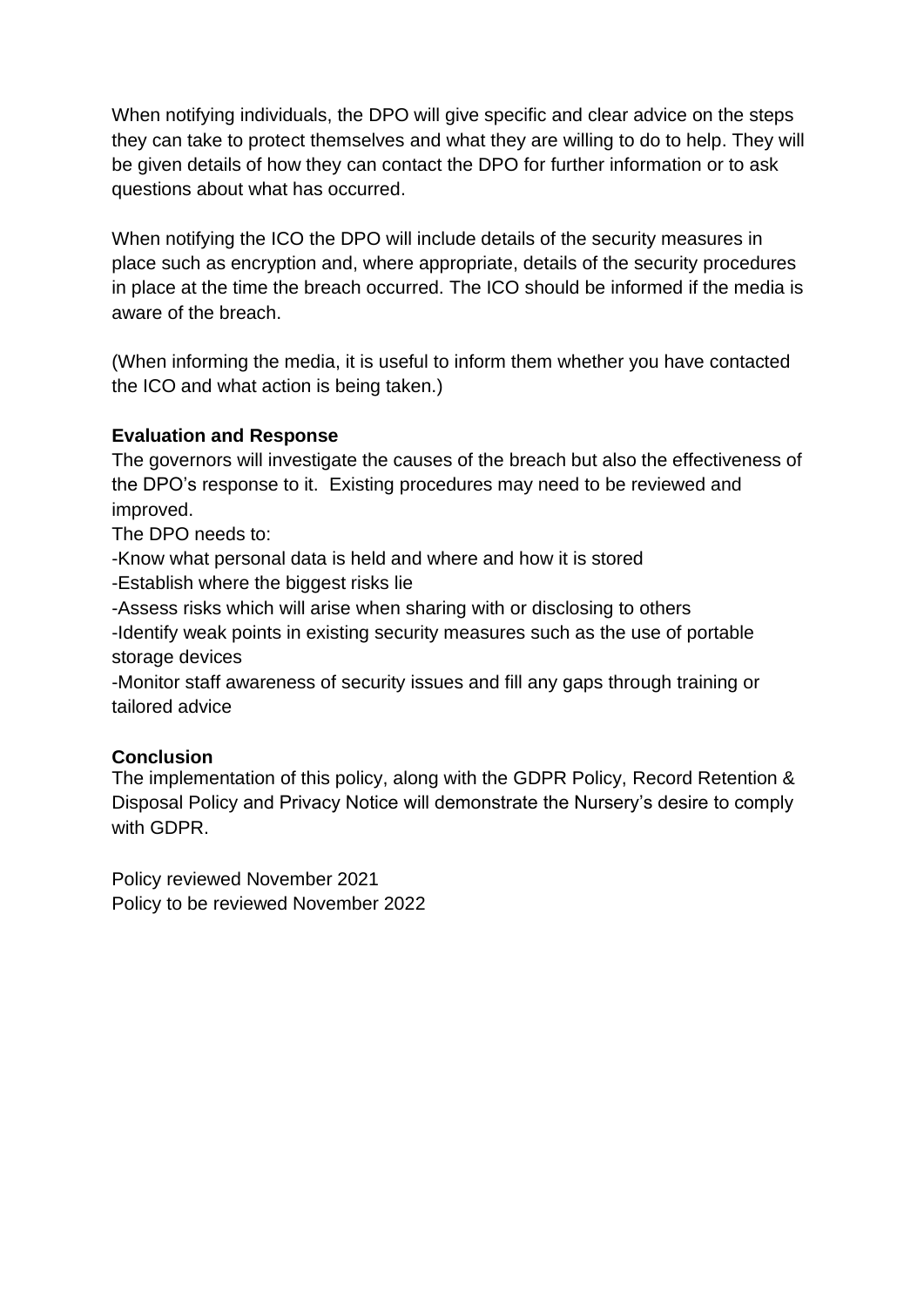When notifying individuals, the DPO will give specific and clear advice on the steps they can take to protect themselves and what they are willing to do to help. They will be given details of how they can contact the DPO for further information or to ask questions about what has occurred.

When notifying the ICO the DPO will include details of the security measures in place such as encryption and, where appropriate, details of the security procedures in place at the time the breach occurred. The ICO should be informed if the media is aware of the breach.

(When informing the media, it is useful to inform them whether you have contacted the ICO and what action is being taken.)

**Evaluation and Response**

The governors will investigate the causes of the breach but also the effectiveness of the DPO's response to it. Existing procedures may need to be reviewed and improved.

The DPO needs to:

-Know what personal data is held and where and how it is stored

-Establish where the biggest risks lie

-Assess risks which will arise when sharing with or disclosing to others

-Identify weak points in existing security measures such as the use of portable storage devices

-Monitor staff awareness of security issues and fill any gaps through training or tailored advice

**Conclusion**

The implementation of this policy, along with the GDPR Policy, Record Retention & Disposal Policy and Privacy Notice will demonstrate the Nursery's desire to comply with GDPR.

Policy reviewed November 2021
Policy to be reviewed November 2022